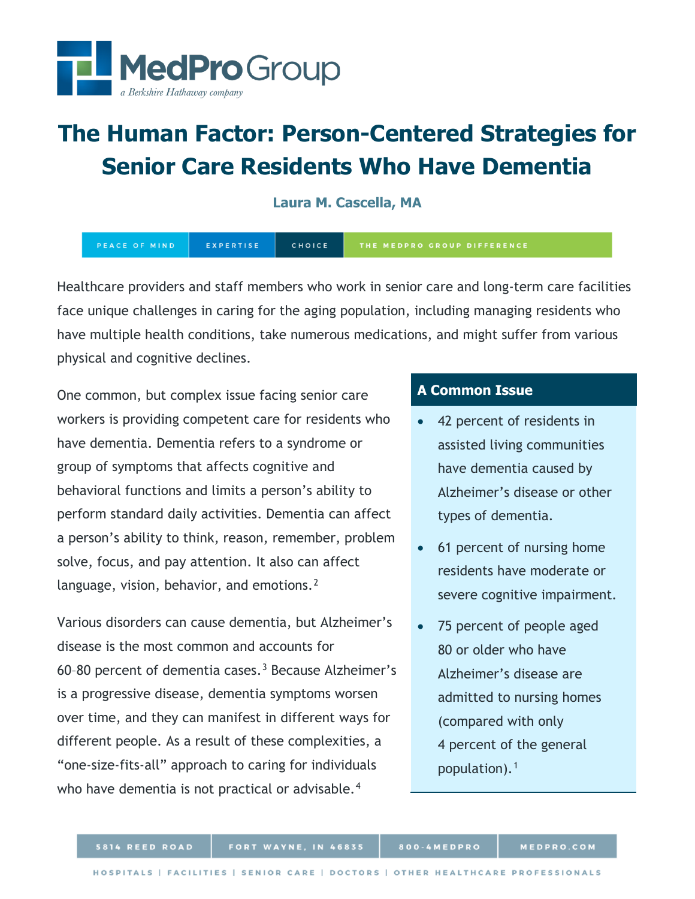# The Human Factor: Person-Centered Strategies for Senior Care Residents Who Have Dementia

**Laura M. Cascella, MA**

Healthcare providers and staff members who work in senior care and long-term care facilities face unique challenges in caring for the aging population, including managing residents who have multiple health conditions, take numerous medications, and might suffer from various physical and cognitive declines.

One common, but complex issue facing senior care workers is providing competent care for residents who have dementia. Dementia refers to a syndrome or group of symptoms that affects cognitive and behavioral functions and limits a person's ability to perform standard daily activities. Dementia can affect a person's ability to think, reason, remember, problem solve, focus, and pay attention. It also can affect language, vision, behavior, and emotions.[2]

Various disorders can cause dementia, but Alzheimer's disease is the most common and accounts for 60–80 percent of dementia cases.[3] Because Alzheimer's is a progressive disease, dementia symptoms worsen over time, and they can manifest in different ways for different people. As a result of these complexities, a "one-size-fits-all" approach to caring for individuals who have dementia is not practical or advisable.[4]

### A Common Issue

- 42 percent of residents in assisted living communities have dementia caused by Alzheimer's disease or other types of dementia.
- 61 percent of nursing home residents have moderate or severe cognitive impairment.
- 75 percent of people aged 80 or older who have Alzheimer's disease are admitted to nursing homes (compared with only 4 percent of the general population).[1]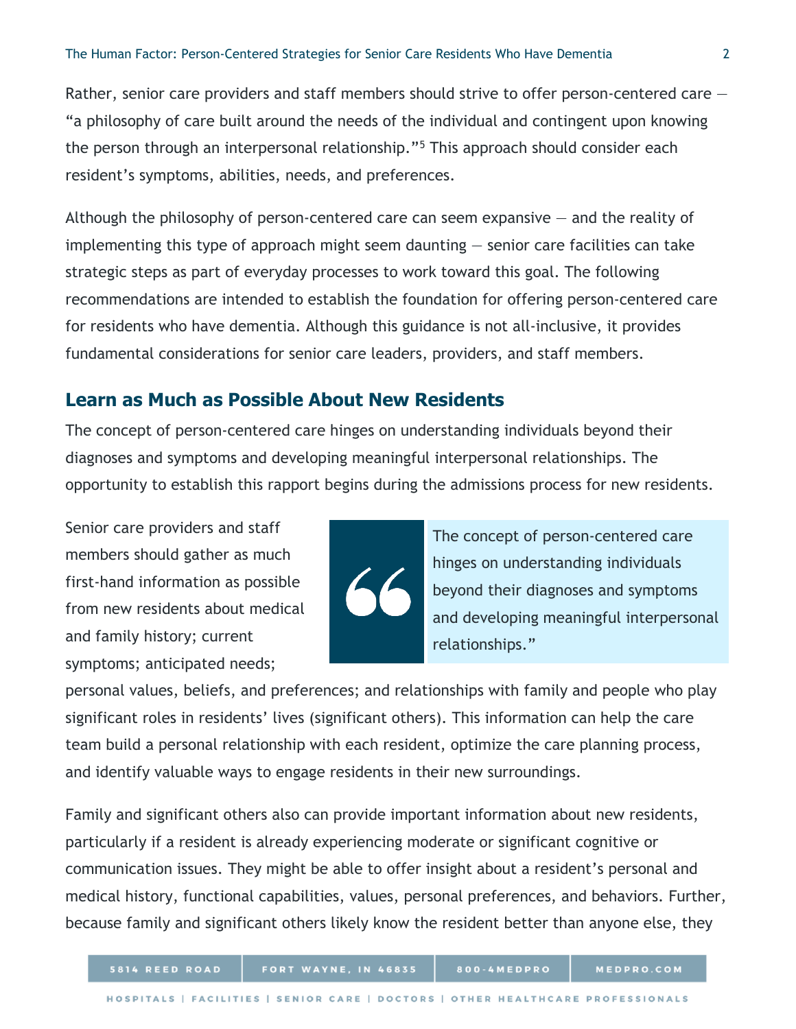Rather, senior care providers and staff members should strive to offer person-centered care — "a philosophy of care built around the needs of the individual and contingent upon knowing the person through an interpersonal relationship."[5] This approach should consider each resident's symptoms, abilities, needs, and preferences.

Although the philosophy of person-centered care can seem expansive — and the reality of implementing this type of approach might seem daunting — senior care facilities can take strategic steps as part of everyday processes to work toward this goal. The following recommendations are intended to establish the foundation for offering person-centered care for residents who have dementia. Although this guidance is not all-inclusive, it provides fundamental considerations for senior care leaders, providers, and staff members.

## Learn as Much as Possible About New Residents

The concept of person-centered care hinges on understanding individuals beyond their diagnoses and symptoms and developing meaningful interpersonal relationships. The opportunity to establish this rapport begins during the admissions process for new residents.

> "The concept of person-centered care hinges on understanding individuals beyond their diagnoses and symptoms and developing meaningful interpersonal relationships."

Senior care providers and staff members should gather as much first-hand information as possible from new residents about medical and family history; current symptoms; anticipated needs; personal values, beliefs, and preferences; and relationships with family and people who play significant roles in residents' lives (significant others). This information can help the care team build a personal relationship with each resident, optimize the care planning process, and identify valuable ways to engage residents in their new surroundings.

Family and significant others also can provide important information about new residents, particularly if a resident is already experiencing moderate or significant cognitive or communication issues. They might be able to offer insight about a resident's personal and medical history, functional capabilities, values, personal preferences, and behaviors. Further, because family and significant others likely know the resident better than anyone else, they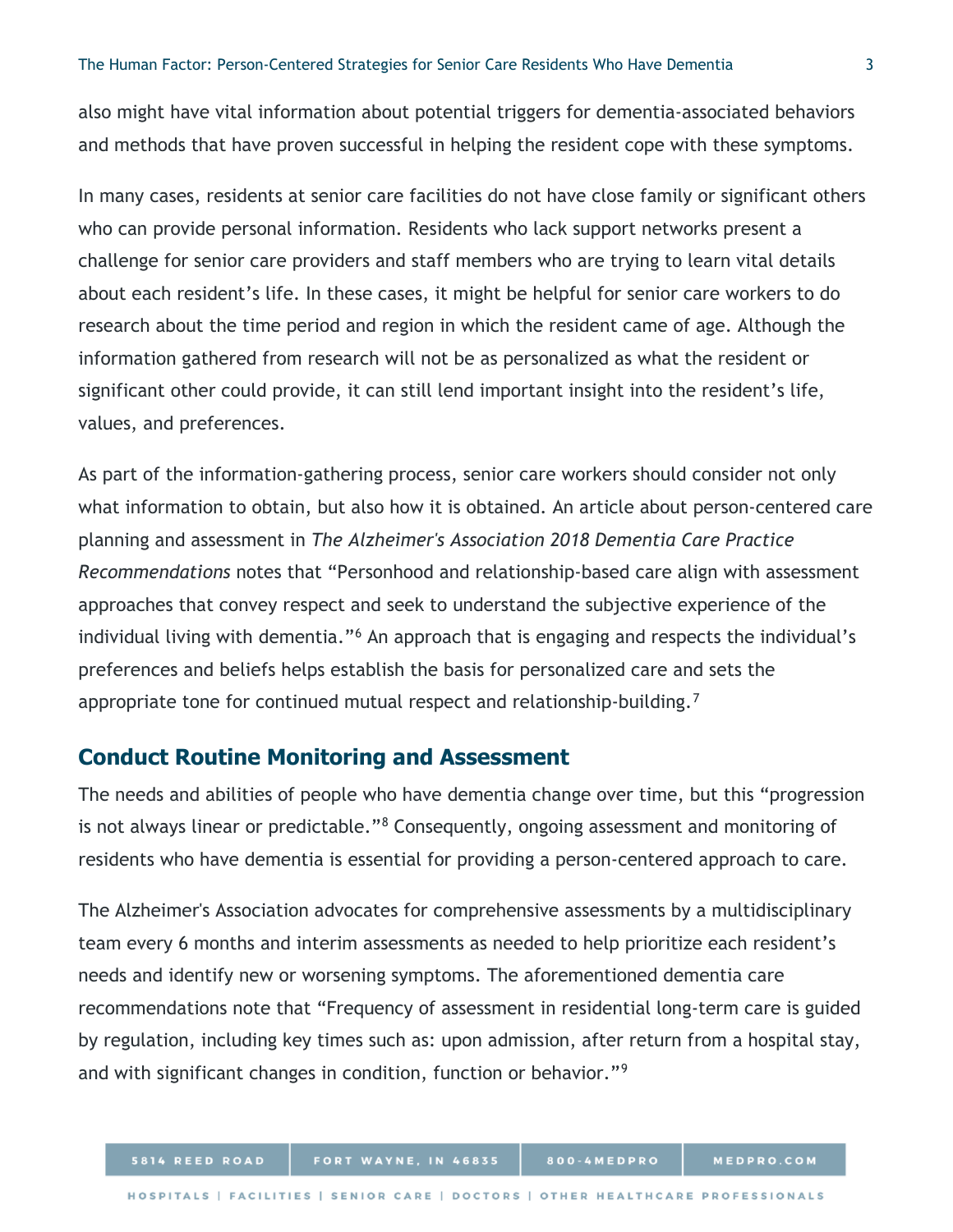also might have vital information about potential triggers for dementia-associated behaviors and methods that have proven successful in helping the resident cope with these symptoms.

In many cases, residents at senior care facilities do not have close family or significant others who can provide personal information. Residents who lack support networks present a challenge for senior care providers and staff members who are trying to learn vital details about each resident's life. In these cases, it might be helpful for senior care workers to do research about the time period and region in which the resident came of age. Although the information gathered from research will not be as personalized as what the resident or significant other could provide, it can still lend important insight into the resident's life, values, and preferences.

As part of the information-gathering process, senior care workers should consider not only what information to obtain, but also how it is obtained. An article about person-centered care planning and assessment in *The Alzheimer's Association 2018 Dementia Care Practice Recommendations* notes that "Personhood and relationship-based care align with assessment approaches that convey respect and seek to understand the subjective experience of the individual living with dementia."[6] An approach that is engaging and respects the individual's preferences and beliefs helps establish the basis for personalized care and sets the appropriate tone for continued mutual respect and relationship-building.[7]

## Conduct Routine Monitoring and Assessment

The needs and abilities of people who have dementia change over time, but this "progression is not always linear or predictable."[8] Consequently, ongoing assessment and monitoring of residents who have dementia is essential for providing a person-centered approach to care.

The Alzheimer's Association advocates for comprehensive assessments by a multidisciplinary team every 6 months and interim assessments as needed to help prioritize each resident's needs and identify new or worsening symptoms. The aforementioned dementia care recommendations note that "Frequency of assessment in residential long-term care is guided by regulation, including key times such as: upon admission, after return from a hospital stay, and with significant changes in condition, function or behavior."[9]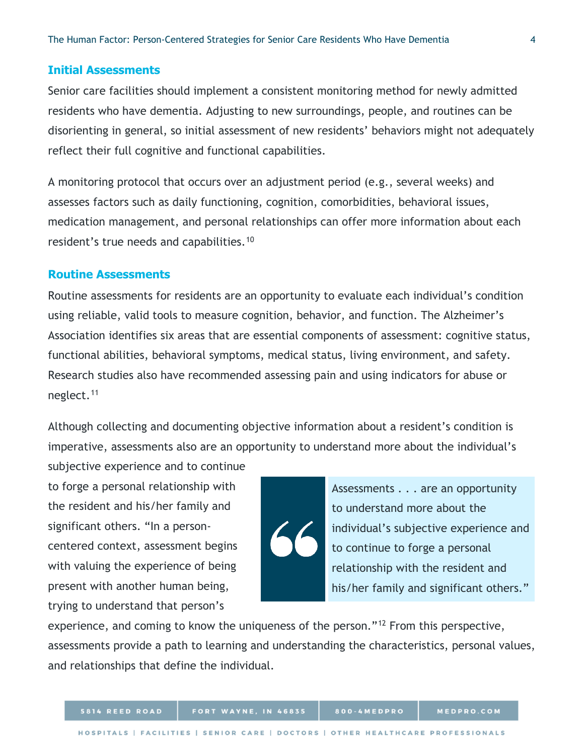## Initial Assessments

Senior care facilities should implement a consistent monitoring method for newly admitted residents who have dementia. Adjusting to new surroundings, people, and routines can be disorienting in general, so initial assessment of new residents' behaviors might not adequately reflect their full cognitive and functional capabilities.

A monitoring protocol that occurs over an adjustment period (e.g., several weeks) and assesses factors such as daily functioning, cognition, comorbidities, behavioral issues, medication management, and personal relationships can offer more information about each resident's true needs and capabilities.[10]

## Routine Assessments

Routine assessments for residents are an opportunity to evaluate each individual's condition using reliable, valid tools to measure cognition, behavior, and function. The Alzheimer's Association identifies six areas that are essential components of assessment: cognitive status, functional abilities, behavioral symptoms, medical status, living environment, and safety. Research studies also have recommended assessing pain and using indicators for abuse or neglect.[11]

Although collecting and documenting objective information about a resident's condition is imperative, assessments also are an opportunity to understand more about the individual's subjective experience and to continue to forge a personal relationship with the resident and his/her family and significant others. "In a person-centered context, assessment begins with valuing the experience of being present with another human being, trying to understand that person's experience, and coming to know the uniqueness of the person."[12] From this perspective, assessments provide a path to learning and understanding the characteristics, personal values, and relationships that define the individual.

> Assessments . . . are an opportunity to understand more about the individual's subjective experience and to continue to forge a personal relationship with the resident and his/her family and significant others."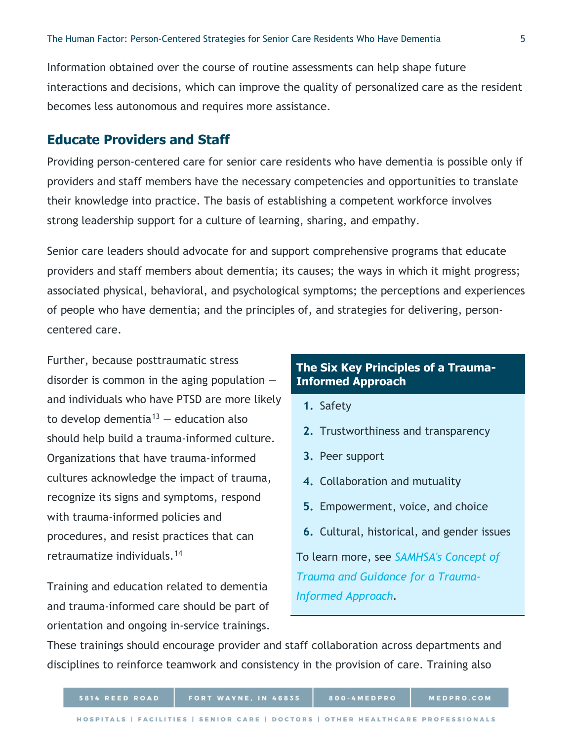Information obtained over the course of routine assessments can help shape future interactions and decisions, which can improve the quality of personalized care as the resident becomes less autonomous and requires more assistance.

## Educate Providers and Staff

Providing person-centered care for senior care residents who have dementia is possible only if providers and staff members have the necessary competencies and opportunities to translate their knowledge into practice. The basis of establishing a competent workforce involves strong leadership support for a culture of learning, sharing, and empathy.

Senior care leaders should advocate for and support comprehensive programs that educate providers and staff members about dementia; its causes; the ways in which it might progress; associated physical, behavioral, and psychological symptoms; the perceptions and experiences of people who have dementia; and the principles of, and strategies for delivering, person-centered care.

Further, because posttraumatic stress disorder is common in the aging population — and individuals who have PTSD are more likely to develop dementia[13] — education also should help build a trauma-informed culture. Organizations that have trauma-informed cultures acknowledge the impact of trauma, recognize its signs and symptoms, respond with trauma-informed policies and procedures, and resist practices that can retraumatize individuals.[14]

### The Six Key Principles of a Trauma-Informed Approach

1. Safety
2. Trustworthiness and transparency
3. Peer support
4. Collaboration and mutuality
5. Empowerment, voice, and choice
6. Cultural, historical, and gender issues

To learn more, see *SAMHSA's Concept of Trauma and Guidance for a Trauma-Informed Approach*.

Training and education related to dementia and trauma-informed care should be part of orientation and ongoing in-service trainings. These trainings should encourage provider and staff collaboration across departments and disciplines to reinforce teamwork and consistency in the provision of care. Training also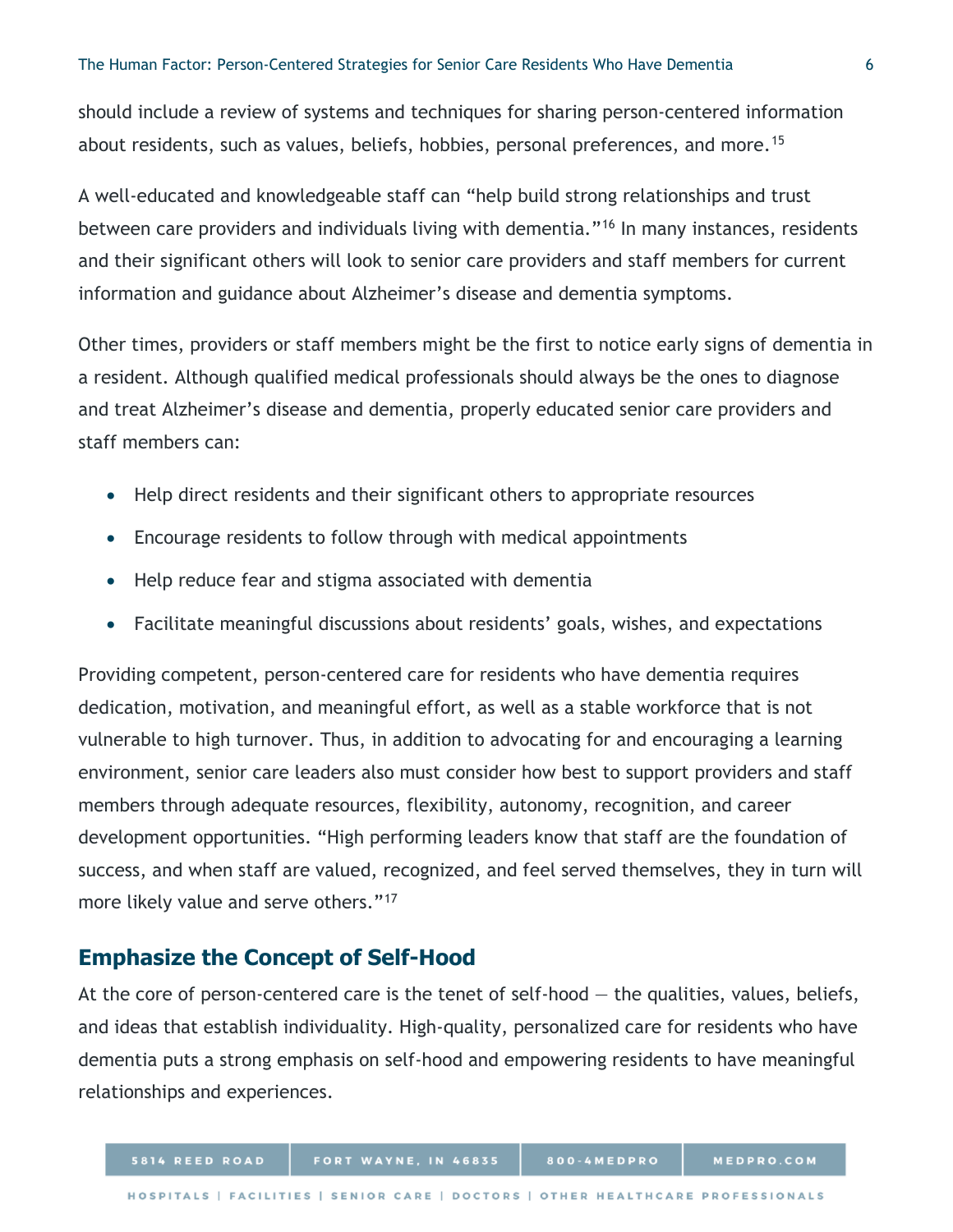should include a review of systems and techniques for sharing person-centered information about residents, such as values, beliefs, hobbies, personal preferences, and more.[15]

A well-educated and knowledgeable staff can "help build strong relationships and trust between care providers and individuals living with dementia."[16] In many instances, residents and their significant others will look to senior care providers and staff members for current information and guidance about Alzheimer's disease and dementia symptoms.

Other times, providers or staff members might be the first to notice early signs of dementia in a resident. Although qualified medical professionals should always be the ones to diagnose and treat Alzheimer's disease and dementia, properly educated senior care providers and staff members can:

- Help direct residents and their significant others to appropriate resources
- Encourage residents to follow through with medical appointments
- Help reduce fear and stigma associated with dementia
- Facilitate meaningful discussions about residents' goals, wishes, and expectations

Providing competent, person-centered care for residents who have dementia requires dedication, motivation, and meaningful effort, as well as a stable workforce that is not vulnerable to high turnover. Thus, in addition to advocating for and encouraging a learning environment, senior care leaders also must consider how best to support providers and staff members through adequate resources, flexibility, autonomy, recognition, and career development opportunities. "High performing leaders know that staff are the foundation of success, and when staff are valued, recognized, and feel served themselves, they in turn will more likely value and serve others."[17]

## Emphasize the Concept of Self-Hood

At the core of person-centered care is the tenet of self-hood — the qualities, values, beliefs, and ideas that establish individuality. High-quality, personalized care for residents who have dementia puts a strong emphasis on self-hood and empowering residents to have meaningful relationships and experiences.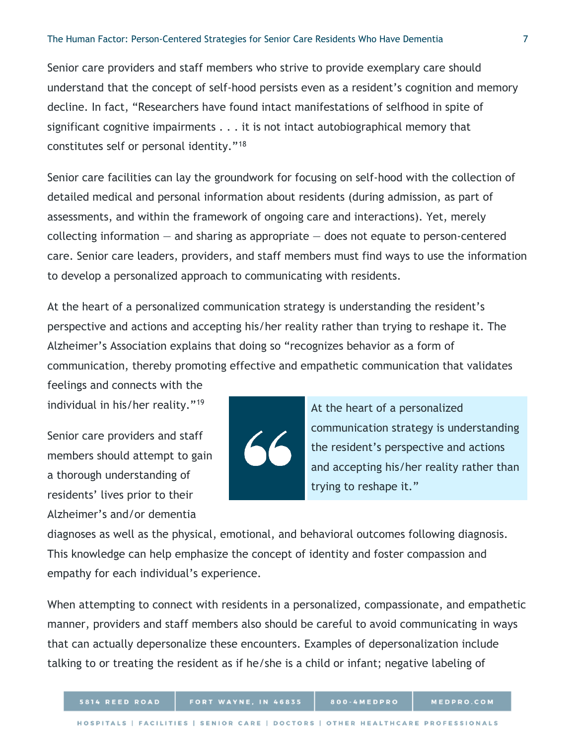Senior care providers and staff members who strive to provide exemplary care should understand that the concept of self-hood persists even as a resident's cognition and memory decline. In fact, "Researchers have found intact manifestations of selfhood in spite of significant cognitive impairments . . . it is not intact autobiographical memory that constitutes self or personal identity."[18]

Senior care facilities can lay the groundwork for focusing on self-hood with the collection of detailed medical and personal information about residents (during admission, as part of assessments, and within the framework of ongoing care and interactions). Yet, merely collecting information — and sharing as appropriate — does not equate to person-centered care. Senior care leaders, providers, and staff members must find ways to use the information to develop a personalized approach to communicating with residents.

At the heart of a personalized communication strategy is understanding the resident's perspective and actions and accepting his/her reality rather than trying to reshape it. The Alzheimer's Association explains that doing so "recognizes behavior as a form of communication, thereby promoting effective and empathetic communication that validates feelings and connects with the individual in his/her reality."[19]

> At the heart of a personalized communication strategy is understanding the resident's perspective and actions and accepting his/her reality rather than trying to reshape it."

Senior care providers and staff members should attempt to gain a thorough understanding of residents' lives prior to their Alzheimer's and/or dementia diagnoses as well as the physical, emotional, and behavioral outcomes following diagnosis. This knowledge can help emphasize the concept of identity and foster compassion and empathy for each individual's experience.

When attempting to connect with residents in a personalized, compassionate, and empathetic manner, providers and staff members also should be careful to avoid communicating in ways that can actually depersonalize these encounters. Examples of depersonalization include talking to or treating the resident as if he/she is a child or infant; negative labeling of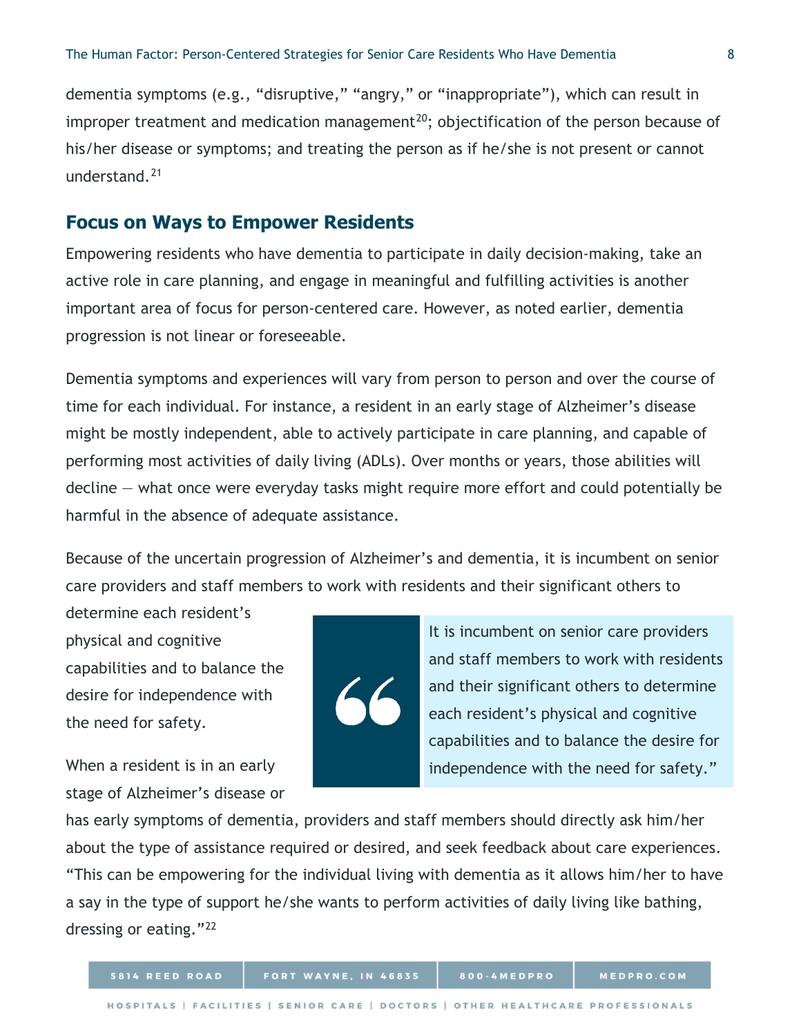dementia symptoms (e.g., “disruptive,” “angry,” or “inappropriate”), which can result in improper treatment and medication management[20]; objectification of the person because of his/her disease or symptoms; and treating the person as if he/she is not present or cannot understand.[21]

## Focus on Ways to Empower Residents

Empowering residents who have dementia to participate in daily decision-making, take an active role in care planning, and engage in meaningful and fulfilling activities is another important area of focus for person-centered care. However, as noted earlier, dementia progression is not linear or foreseeable.

Dementia symptoms and experiences will vary from person to person and over the course of time for each individual. For instance, a resident in an early stage of Alzheimer’s disease might be mostly independent, able to actively participate in care planning, and capable of performing most activities of daily living (ADLs). Over months or years, those abilities will decline — what once were everyday tasks might require more effort and could potentially be harmful in the absence of adequate assistance.

Because of the uncertain progression of Alzheimer’s and dementia, it is incumbent on senior care providers and staff members to work with residents and their significant others to determine each resident’s physical and cognitive capabilities and to balance the desire for independence with the need for safety.

> It is incumbent on senior care providers and staff members to work with residents and their significant others to determine each resident’s physical and cognitive capabilities and to balance the desire for independence with the need for safety.”

When a resident is in an early stage of Alzheimer’s disease or has early symptoms of dementia, providers and staff members should directly ask him/her about the type of assistance required or desired, and seek feedback about care experiences. “This can be empowering for the individual living with dementia as it allows him/her to have a say in the type of support he/she wants to perform activities of daily living like bathing, dressing or eating.”[22]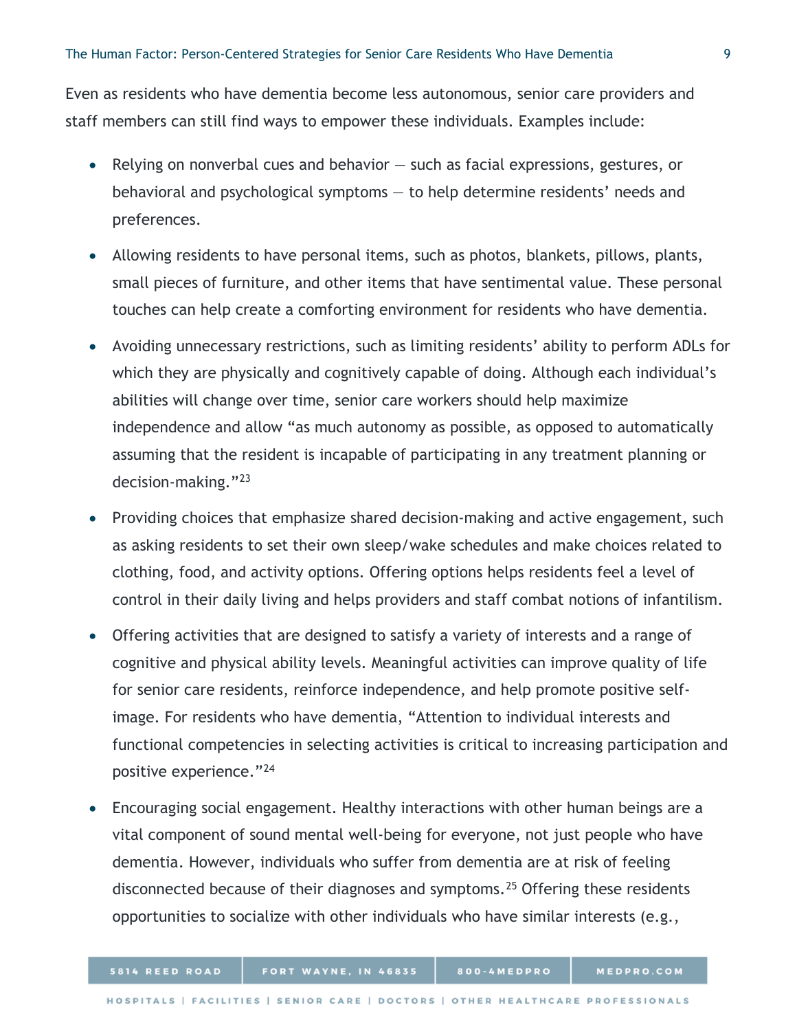Even as residents who have dementia become less autonomous, senior care providers and staff members can still find ways to empower these individuals. Examples include:

- Relying on nonverbal cues and behavior — such as facial expressions, gestures, or behavioral and psychological symptoms — to help determine residents' needs and preferences.
- Allowing residents to have personal items, such as photos, blankets, pillows, plants, small pieces of furniture, and other items that have sentimental value. These personal touches can help create a comforting environment for residents who have dementia.
- Avoiding unnecessary restrictions, such as limiting residents' ability to perform ADLs for which they are physically and cognitively capable of doing. Although each individual's abilities will change over time, senior care workers should help maximize independence and allow "as much autonomy as possible, as opposed to automatically assuming that the resident is incapable of participating in any treatment planning or decision-making."[23]
- Providing choices that emphasize shared decision-making and active engagement, such as asking residents to set their own sleep/wake schedules and make choices related to clothing, food, and activity options. Offering options helps residents feel a level of control in their daily living and helps providers and staff combat notions of infantilism.
- Offering activities that are designed to satisfy a variety of interests and a range of cognitive and physical ability levels. Meaningful activities can improve quality of life for senior care residents, reinforce independence, and help promote positive self-image. For residents who have dementia, "Attention to individual interests and functional competencies in selecting activities is critical to increasing participation and positive experience."[24]
- Encouraging social engagement. Healthy interactions with other human beings are a vital component of sound mental well-being for everyone, not just people who have dementia. However, individuals who suffer from dementia are at risk of feeling disconnected because of their diagnoses and symptoms.[25] Offering these residents opportunities to socialize with other individuals who have similar interests (e.g.,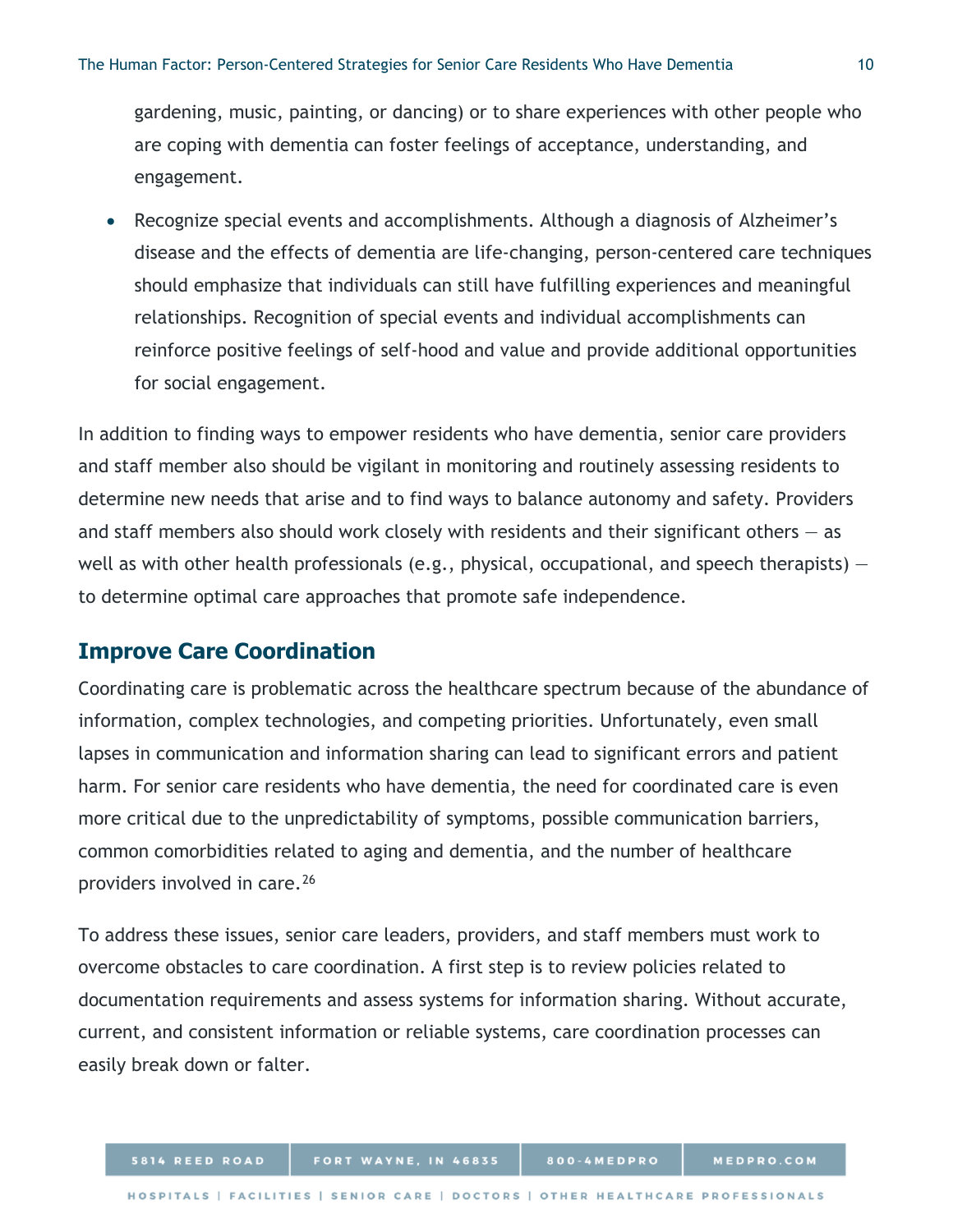gardening, music, painting, or dancing) or to share experiences with other people who are coping with dementia can foster feelings of acceptance, understanding, and engagement.

- Recognize special events and accomplishments. Although a diagnosis of Alzheimer's disease and the effects of dementia are life-changing, person-centered care techniques should emphasize that individuals can still have fulfilling experiences and meaningful relationships. Recognition of special events and individual accomplishments can reinforce positive feelings of self-hood and value and provide additional opportunities for social engagement.

In addition to finding ways to empower residents who have dementia, senior care providers and staff member also should be vigilant in monitoring and routinely assessing residents to determine new needs that arise and to find ways to balance autonomy and safety. Providers and staff members also should work closely with residents and their significant others — as well as with other health professionals (e.g., physical, occupational, and speech therapists) — to determine optimal care approaches that promote safe independence.

## Improve Care Coordination

Coordinating care is problematic across the healthcare spectrum because of the abundance of information, complex technologies, and competing priorities. Unfortunately, even small lapses in communication and information sharing can lead to significant errors and patient harm. For senior care residents who have dementia, the need for coordinated care is even more critical due to the unpredictability of symptoms, possible communication barriers, common comorbidities related to aging and dementia, and the number of healthcare providers involved in care.[26]

To address these issues, senior care leaders, providers, and staff members must work to overcome obstacles to care coordination. A first step is to review policies related to documentation requirements and assess systems for information sharing. Without accurate, current, and consistent information or reliable systems, care coordination processes can easily break down or falter.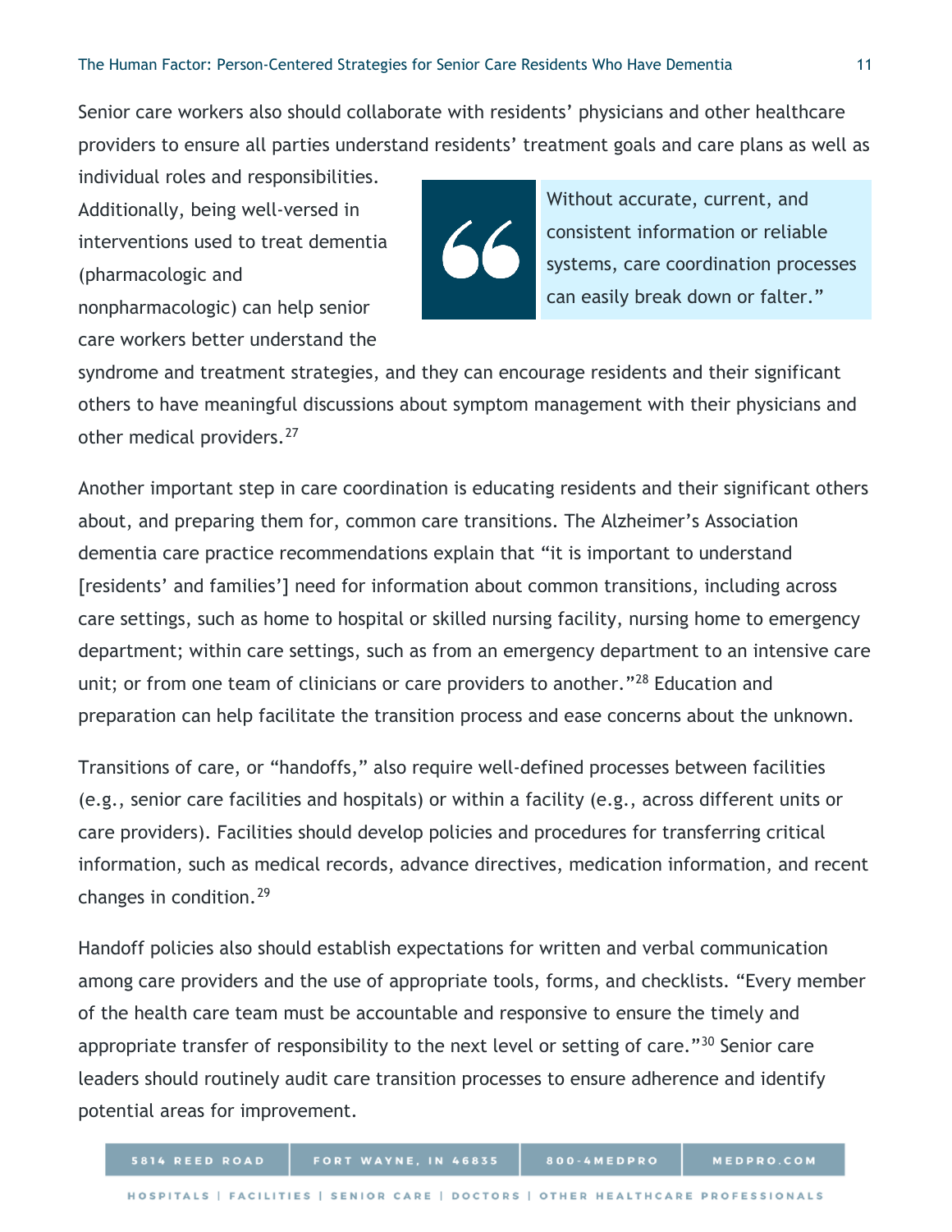Senior care workers also should collaborate with residents' physicians and other healthcare providers to ensure all parties understand residents' treatment goals and care plans as well as individual roles and responsibilities. Additionally, being well-versed in interventions used to treat dementia (pharmacologic and nonpharmacologic) can help senior care workers better understand the syndrome and treatment strategies, and they can encourage residents and their significant others to have meaningful discussions about symptom management with their physicians and other medical providers.[27]

> "Without accurate, current, and consistent information or reliable systems, care coordination processes can easily break down or falter."

Another important step in care coordination is educating residents and their significant others about, and preparing them for, common care transitions. The Alzheimer's Association dementia care practice recommendations explain that "it is important to understand [residents' and families'] need for information about common transitions, including across care settings, such as home to hospital or skilled nursing facility, nursing home to emergency department; within care settings, such as from an emergency department to an intensive care unit; or from one team of clinicians or care providers to another."[28] Education and preparation can help facilitate the transition process and ease concerns about the unknown.

Transitions of care, or "handoffs," also require well-defined processes between facilities (e.g., senior care facilities and hospitals) or within a facility (e.g., across different units or care providers). Facilities should develop policies and procedures for transferring critical information, such as medical records, advance directives, medication information, and recent changes in condition.[29]

Handoff policies also should establish expectations for written and verbal communication among care providers and the use of appropriate tools, forms, and checklists. "Every member of the health care team must be accountable and responsive to ensure the timely and appropriate transfer of responsibility to the next level or setting of care."[30] Senior care leaders should routinely audit care transition processes to ensure adherence and identify potential areas for improvement.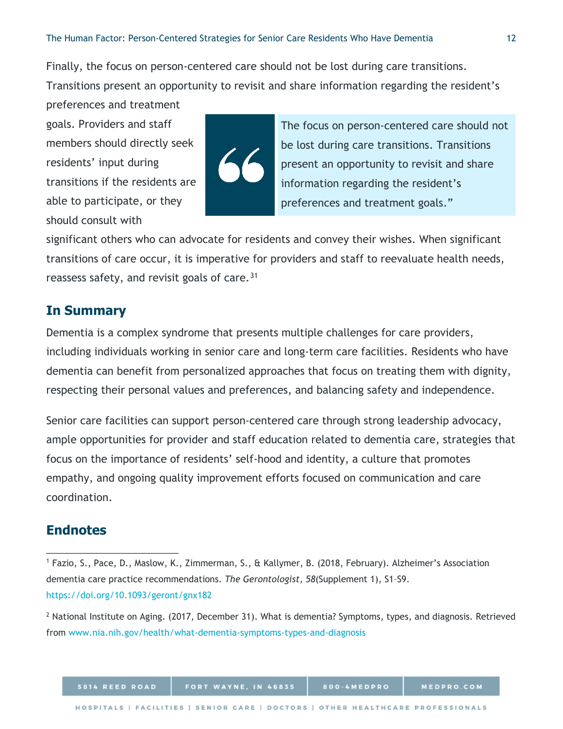Finally, the focus on person-centered care should not be lost during care transitions. Transitions present an opportunity to revisit and share information regarding the resident's preferences and treatment goals. Providers and staff members should directly seek residents' input during transitions if the residents are able to participate, or they should consult with significant others who can advocate for residents and convey their wishes. When significant transitions of care occur, it is imperative for providers and staff to reevaluate health needs, reassess safety, and revisit goals of care.[31]

> The focus on person-centered care should not be lost during care transitions. Transitions present an opportunity to revisit and share information regarding the resident's preferences and treatment goals."

## In Summary

Dementia is a complex syndrome that presents multiple challenges for care providers, including individuals working in senior care and long-term care facilities. Residents who have dementia can benefit from personalized approaches that focus on treating them with dignity, respecting their personal values and preferences, and balancing safety and independence.

Senior care facilities can support person-centered care through strong leadership advocacy, ample opportunities for provider and staff education related to dementia care, strategies that focus on the importance of residents' self-hood and identity, a culture that promotes empathy, and ongoing quality improvement efforts focused on communication and care coordination.

## Endnotes

[1] Fazio, S., Pace, D., Maslow, K., Zimmerman, S., & Kallymer, B. (2018, February). Alzheimer's Association dementia care practice recommendations. *The Gerontologist, 58*(Supplement 1), S1–S9. https://doi.org/10.1093/geront/gnx182

[2] National Institute on Aging. (2017, December 31). What is dementia? Symptoms, types, and diagnosis. Retrieved from www.nia.nih.gov/health/what-dementia-symptoms-types-and-diagnosis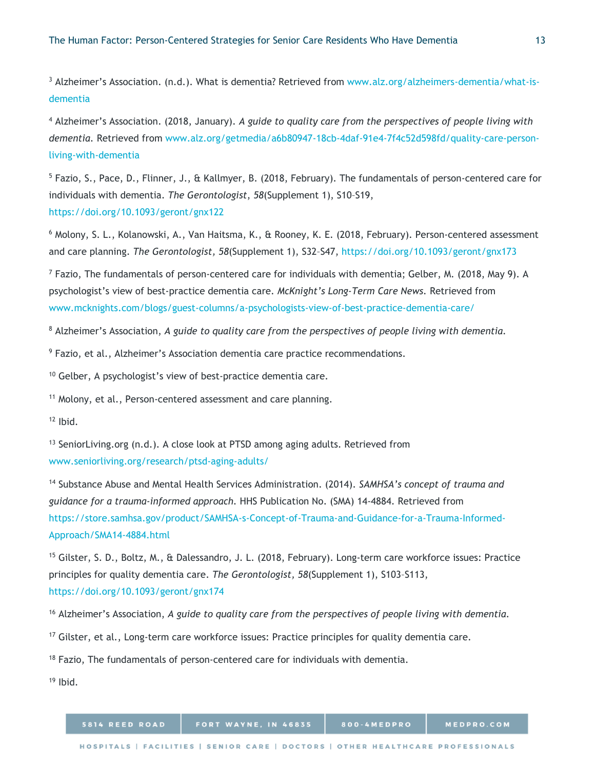[3] Alzheimer's Association. (n.d.). What is dementia? Retrieved from www.alz.org/alzheimers-dementia/what-is-dementia

[4] Alzheimer's Association. (2018, January). *A guide to quality care from the perspectives of people living with dementia*. Retrieved from www.alz.org/getmedia/a6b80947-18cb-4daf-91e4-7f4c52d598fd/quality-care-person-living-with-dementia

[5] Fazio, S., Pace, D., Flinner, J., & Kallmyer, B. (2018, February). The fundamentals of person-centered care for individuals with dementia. *The Gerontologist*, *58*(Supplement 1), S10–S19, https://doi.org/10.1093/geront/gnx122

[6] Molony, S. L., Kolanowski, A., Van Haitsma, K., & Rooney, K. E. (2018, February). Person-centered assessment and care planning. *The Gerontologist, 58*(Supplement 1), S32–S47, https://doi.org/10.1093/geront/gnx173

[7] Fazio, The fundamentals of person-centered care for individuals with dementia; Gelber, M. (2018, May 9). A psychologist's view of best-practice dementia care. *McKnight's Long-Term Care News*. Retrieved from www.mcknights.com/blogs/guest-columns/a-psychologists-view-of-best-practice-dementia-care/

[8] Alzheimer's Association, *A guide to quality care from the perspectives of people living with dementia*.

[9] Fazio, et al., Alzheimer's Association dementia care practice recommendations.

[10] Gelber, A psychologist's view of best-practice dementia care.

[11] Molony, et al., Person-centered assessment and care planning.

[12] Ibid.

[13] SeniorLiving.org (n.d.). A close look at PTSD among aging adults. Retrieved from www.seniorliving.org/research/ptsd-aging-adults/

[14] Substance Abuse and Mental Health Services Administration. (2014). *SAMHSA's concept of trauma and guidance for a trauma-informed approach*. HHS Publication No. (SMA) 14-4884. Retrieved from https://store.samhsa.gov/product/SAMHSA-s-Concept-of-Trauma-and-Guidance-for-a-Trauma-Informed-Approach/SMA14-4884.html

[15] Gilster, S. D., Boltz, M., & Dalessandro, J. L. (2018, February). Long-term care workforce issues: Practice principles for quality dementia care. *The Gerontologist, 58*(Supplement 1), S103–S113, https://doi.org/10.1093/geront/gnx174

[16] Alzheimer's Association, *A guide to quality care from the perspectives of people living with dementia*.

[17] Gilster, et al., Long-term care workforce issues: Practice principles for quality dementia care.

[18] Fazio, The fundamentals of person-centered care for individuals with dementia.

[19] Ibid.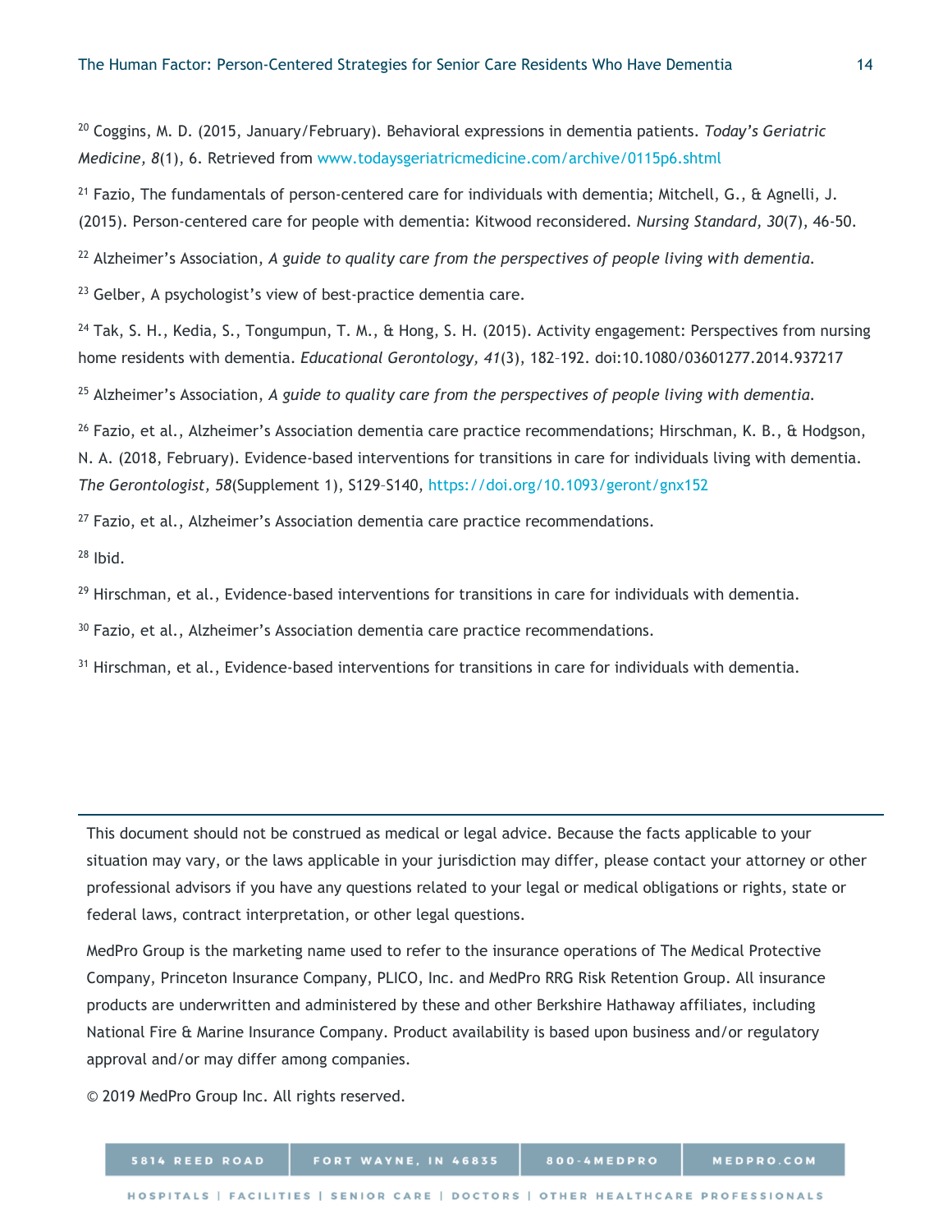[20] Coggins, M. D. (2015, January/February). Behavioral expressions in dementia patients. *Today's Geriatric Medicine, 8*(1), 6. Retrieved from www.todaysgeriatricmedicine.com/archive/0115p6.shtml

[21] Fazio, The fundamentals of person-centered care for individuals with dementia; Mitchell, G., & Agnelli, J. (2015). Person-centered care for people with dementia: Kitwood reconsidered. *Nursing Standard, 30*(7), 46-50.

[22] Alzheimer's Association, *A guide to quality care from the perspectives of people living with dementia.*

[23] Gelber, A psychologist's view of best-practice dementia care.

[24] Tak, S. H., Kedia, S., Tongumpun, T. M., & Hong, S. H. (2015). Activity engagement: Perspectives from nursing home residents with dementia. *Educational Gerontology, 41*(3), 182–192. doi:10.1080/03601277.2014.937217

[25] Alzheimer's Association, *A guide to quality care from the perspectives of people living with dementia.*

[26] Fazio, et al., Alzheimer's Association dementia care practice recommendations; Hirschman, K. B., & Hodgson, N. A. (2018, February). Evidence-based interventions for transitions in care for individuals living with dementia. *The Gerontologist, 58*(Supplement 1), S129–S140, https://doi.org/10.1093/geront/gnx152

[27] Fazio, et al., Alzheimer's Association dementia care practice recommendations.

[28] Ibid.

[29] Hirschman, et al., Evidence-based interventions for transitions in care for individuals with dementia.

[30] Fazio, et al., Alzheimer's Association dementia care practice recommendations.

[31] Hirschman, et al., Evidence-based interventions for transitions in care for individuals with dementia.

---

This document should not be construed as medical or legal advice. Because the facts applicable to your situation may vary, or the laws applicable in your jurisdiction may differ, please contact your attorney or other professional advisors if you have any questions related to your legal or medical obligations or rights, state or federal laws, contract interpretation, or other legal questions.

MedPro Group is the marketing name used to refer to the insurance operations of The Medical Protective Company, Princeton Insurance Company, PLICO, Inc. and MedPro RRG Risk Retention Group. All insurance products are underwritten and administered by these and other Berkshire Hathaway affiliates, including National Fire & Marine Insurance Company. Product availability is based upon business and/or regulatory approval and/or may differ among companies.

© 2019 MedPro Group Inc. All rights reserved.

5814 REED ROAD | FORT WAYNE, IN 46835 | 800-4MEDPRO | MEDPRO.COM

HOSPITALS | FACILITIES | SENIOR CARE | DOCTORS | OTHER HEALTHCARE PROFESSIONALS